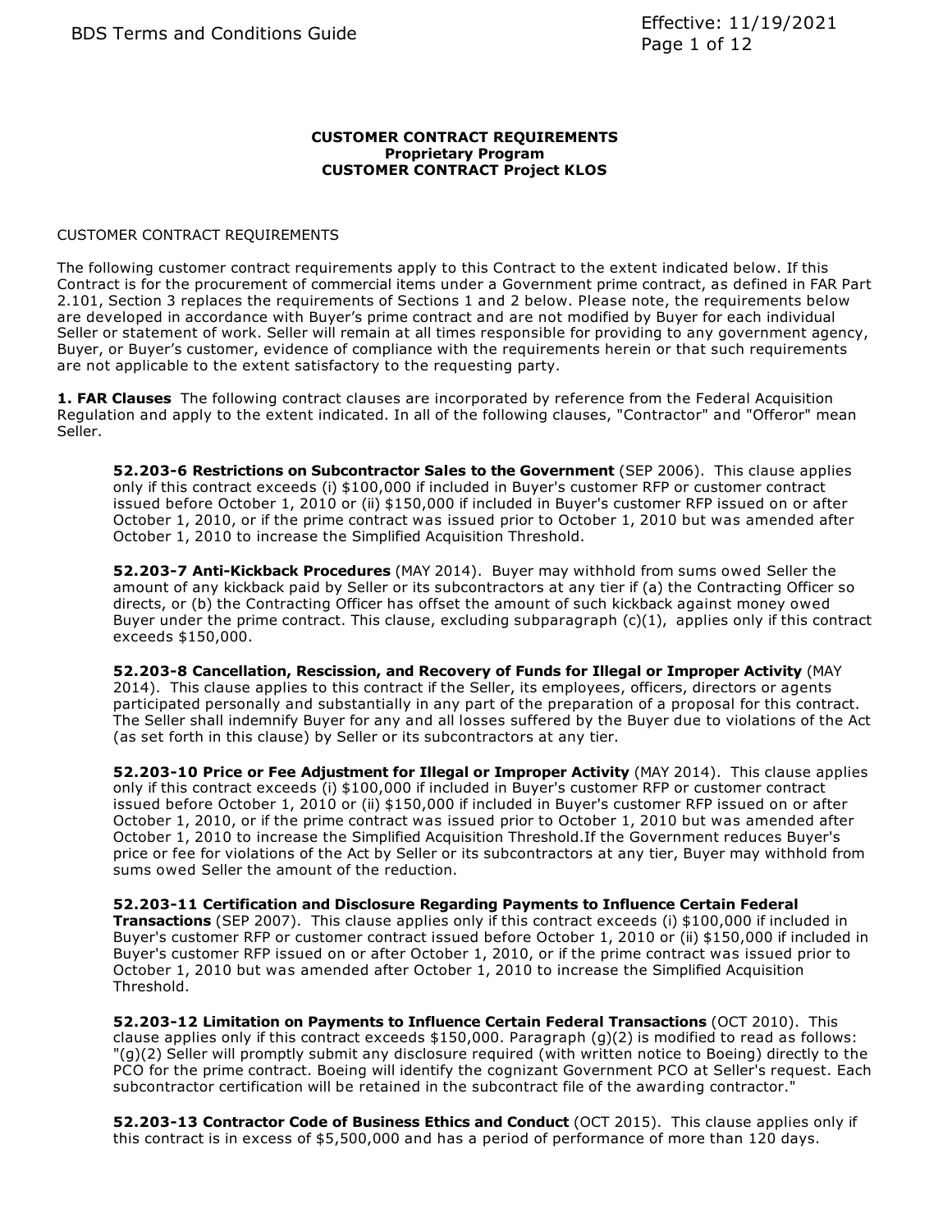**CUSTOMER CONTRACT REQUIREMENTS**
**Proprietary Program**
**CUSTOMER CONTRACT Project KLOS**

CUSTOMER CONTRACT REQUIREMENTS

The following customer contract requirements apply to this Contract to the extent indicated below. If this Contract is for the procurement of commercial items under a Government prime contract, as defined in FAR Part 2.101, Section 3 replaces the requirements of Sections 1 and 2 below. Please note, the requirements below are developed in accordance with Buyer's prime contract and are not modified by Buyer for each individual Seller or statement of work. Seller will remain at all times responsible for providing to any government agency, Buyer, or Buyer's customer, evidence of compliance with the requirements herein or that such requirements are not applicable to the extent satisfactory to the requesting party.

**1. FAR Clauses** The following contract clauses are incorporated by reference from the Federal Acquisition Regulation and apply to the extent indicated. In all of the following clauses, "Contractor" and "Offeror" mean Seller.

> **52.203-6 Restrictions on Subcontractor Sales to the Government** (SEP 2006). This clause applies only if this contract exceeds (i) $100,000 if included in Buyer's customer RFP or customer contract issued before October 1, 2010 or (ii) $150,000 if included in Buyer's customer RFP issued on or after October 1, 2010, or if the prime contract was issued prior to October 1, 2010 but was amended after October 1, 2010 to increase the Simplified Acquisition Threshold.
>
> **52.203-7 Anti-Kickback Procedures** (MAY 2014). Buyer may withhold from sums owed Seller the amount of any kickback paid by Seller or its subcontractors at any tier if (a) the Contracting Officer so directs, or (b) the Contracting Officer has offset the amount of such kickback against money owed Buyer under the prime contract. This clause, excluding subparagraph (c)(1), applies only if this contract exceeds $150,000.
>
> **52.203-8 Cancellation, Rescission, and Recovery of Funds for Illegal or Improper Activity** (MAY 2014). This clause applies to this contract if the Seller, its employees, officers, directors or agents participated personally and substantially in any part of the preparation of a proposal for this contract. The Seller shall indemnify Buyer for any and all losses suffered by the Buyer due to violations of the Act (as set forth in this clause) by Seller or its subcontractors at any tier.
>
> **52.203-10 Price or Fee Adjustment for Illegal or Improper Activity** (MAY 2014). This clause applies only if this contract exceeds (i) $100,000 if included in Buyer's customer RFP or customer contract issued before October 1, 2010 or (ii) $150,000 if included in Buyer's customer RFP issued on or after October 1, 2010, or if the prime contract was issued prior to October 1, 2010 but was amended after October 1, 2010 to increase the Simplified Acquisition Threshold.If the Government reduces Buyer's price or fee for violations of the Act by Seller or its subcontractors at any tier, Buyer may withhold from sums owed Seller the amount of the reduction.
>
> **52.203-11 Certification and Disclosure Regarding Payments to Influence Certain Federal Transactions** (SEP 2007). This clause applies only if this contract exceeds (i) $100,000 if included in Buyer's customer RFP or customer contract issued before October 1, 2010 or (ii) $150,000 if included in Buyer's customer RFP issued on or after October 1, 2010, or if the prime contract was issued prior to October 1, 2010 but was amended after October 1, 2010 to increase the Simplified Acquisition Threshold.
>
> **52.203-12 Limitation on Payments to Influence Certain Federal Transactions** (OCT 2010). This clause applies only if this contract exceeds $150,000. Paragraph (g)(2) is modified to read as follows: "(g)(2) Seller will promptly submit any disclosure required (with written notice to Boeing) directly to the PCO for the prime contract. Boeing will identify the cognizant Government PCO at Seller's request. Each subcontractor certification will be retained in the subcontract file of the awarding contractor."
>
> **52.203-13 Contractor Code of Business Ethics and Conduct** (OCT 2015). This clause applies only if this contract is in excess of $5,500,000 and has a period of performance of more than 120 days.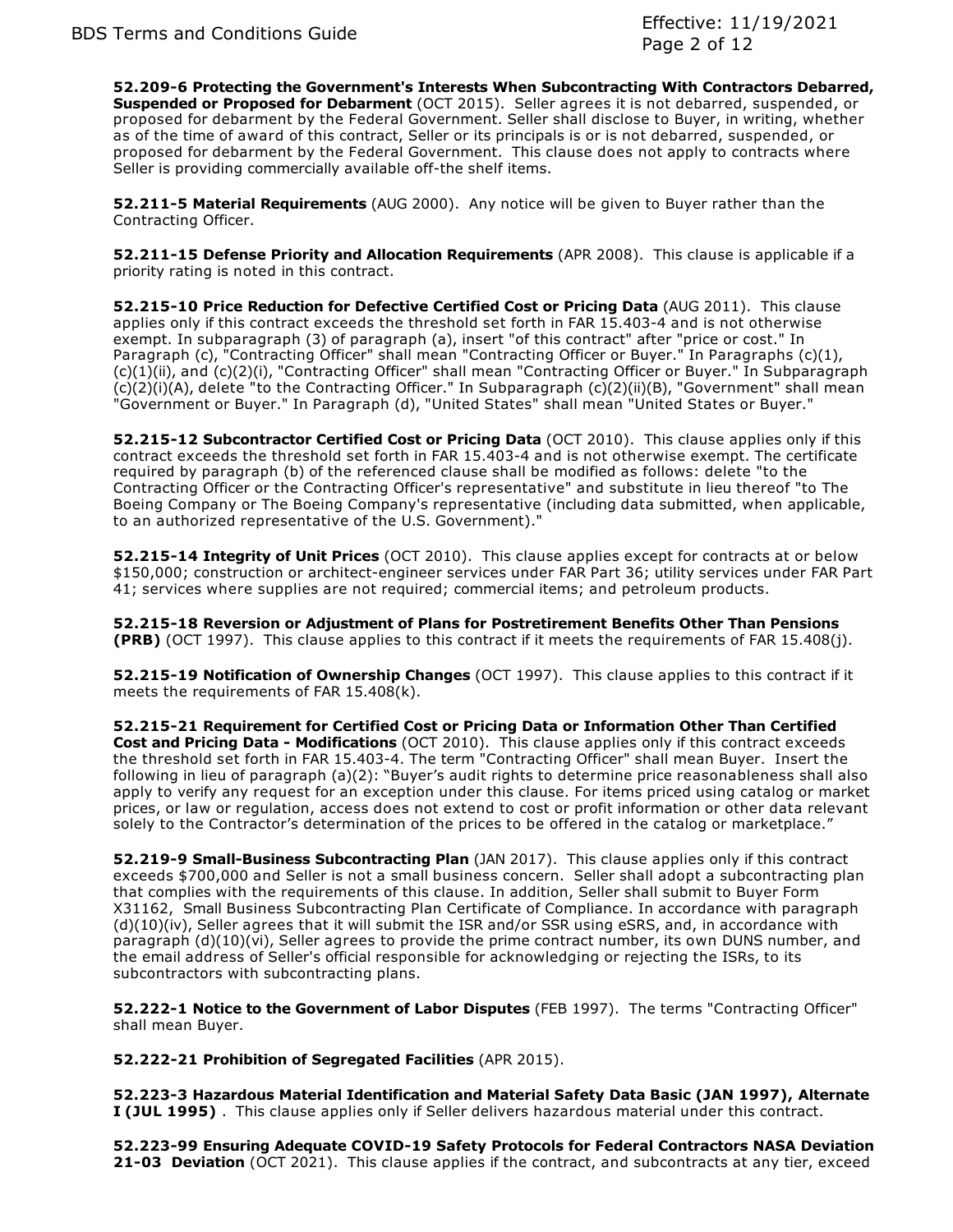**52.209-6 Protecting the Government's Interests When Subcontracting With Contractors Debarred, Suspended or Proposed for Debarment** (OCT 2015). Seller agrees it is not debarred, suspended, or proposed for debarment by the Federal Government. Seller shall disclose to Buyer, in writing, whether as of the time of award of this contract, Seller or its principals is or is not debarred, suspended, or proposed for debarment by the Federal Government. This clause does not apply to contracts where Seller is providing commercially available off-the shelf items.

**52.211-5 Material Requirements** (AUG 2000). Any notice will be given to Buyer rather than the Contracting Officer.

**52.211-15 Defense Priority and Allocation Requirements** (APR 2008). This clause is applicable if a priority rating is noted in this contract.

**52.215-10 Price Reduction for Defective Certified Cost or Pricing Data** (AUG 2011). This clause applies only if this contract exceeds the threshold set forth in FAR 15.403-4 and is not otherwise exempt. In subparagraph (3) of paragraph (a), insert "of this contract" after "price or cost." In Paragraph (c), "Contracting Officer" shall mean "Contracting Officer or Buyer." In Paragraphs (c)(1), (c)(1)(ii), and (c)(2)(i), "Contracting Officer" shall mean "Contracting Officer or Buyer." In Subparagraph (c)(2)(i)(A), delete "to the Contracting Officer." In Subparagraph (c)(2)(ii)(B), "Government" shall mean "Government or Buyer." In Paragraph (d), "United States" shall mean "United States or Buyer."

**52.215-12 Subcontractor Certified Cost or Pricing Data** (OCT 2010). This clause applies only if this contract exceeds the threshold set forth in FAR 15.403-4 and is not otherwise exempt. The certificate required by paragraph (b) of the referenced clause shall be modified as follows: delete "to the Contracting Officer or the Contracting Officer's representative" and substitute in lieu thereof "to The Boeing Company or The Boeing Company's representative (including data submitted, when applicable, to an authorized representative of the U.S. Government)."

**52.215-14 Integrity of Unit Prices** (OCT 2010). This clause applies except for contracts at or below $150,000; construction or architect-engineer services under FAR Part 36; utility services under FAR Part 41; services where supplies are not required; commercial items; and petroleum products.

**52.215-18 Reversion or Adjustment of Plans for Postretirement Benefits Other Than Pensions (PRB)** (OCT 1997). This clause applies to this contract if it meets the requirements of FAR 15.408(j).

**52.215-19 Notification of Ownership Changes** (OCT 1997). This clause applies to this contract if it meets the requirements of FAR 15.408(k).

**52.215-21 Requirement for Certified Cost or Pricing Data or Information Other Than Certified Cost and Pricing Data - Modifications** (OCT 2010). This clause applies only if this contract exceeds the threshold set forth in FAR 15.403-4. The term "Contracting Officer" shall mean Buyer. Insert the following in lieu of paragraph (a)(2): "Buyer's audit rights to determine price reasonableness shall also apply to verify any request for an exception under this clause. For items priced using catalog or market prices, or law or regulation, access does not extend to cost or profit information or other data relevant solely to the Contractor's determination of the prices to be offered in the catalog or marketplace."

**52.219-9 Small-Business Subcontracting Plan** (JAN 2017). This clause applies only if this contract exceeds $700,000 and Seller is not a small business concern. Seller shall adopt a subcontracting plan that complies with the requirements of this clause. In addition, Seller shall submit to Buyer Form X31162, Small Business Subcontracting Plan Certificate of Compliance. In accordance with paragraph (d)(10)(iv), Seller agrees that it will submit the ISR and/or SSR using eSRS, and, in accordance with paragraph (d)(10)(vi), Seller agrees to provide the prime contract number, its own DUNS number, and the email address of Seller's official responsible for acknowledging or rejecting the ISRs, to its subcontractors with subcontracting plans.

**52.222-1 Notice to the Government of Labor Disputes** (FEB 1997). The terms "Contracting Officer" shall mean Buyer.

**52.222-21 Prohibition of Segregated Facilities** (APR 2015).

**52.223-3 Hazardous Material Identification and Material Safety Data Basic (JAN 1997), Alternate I (JUL 1995)** . This clause applies only if Seller delivers hazardous material under this contract.

**52.223-99 Ensuring Adequate COVID-19 Safety Protocols for Federal Contractors NASA Deviation 21-03 Deviation** (OCT 2021). This clause applies if the contract, and subcontracts at any tier, exceed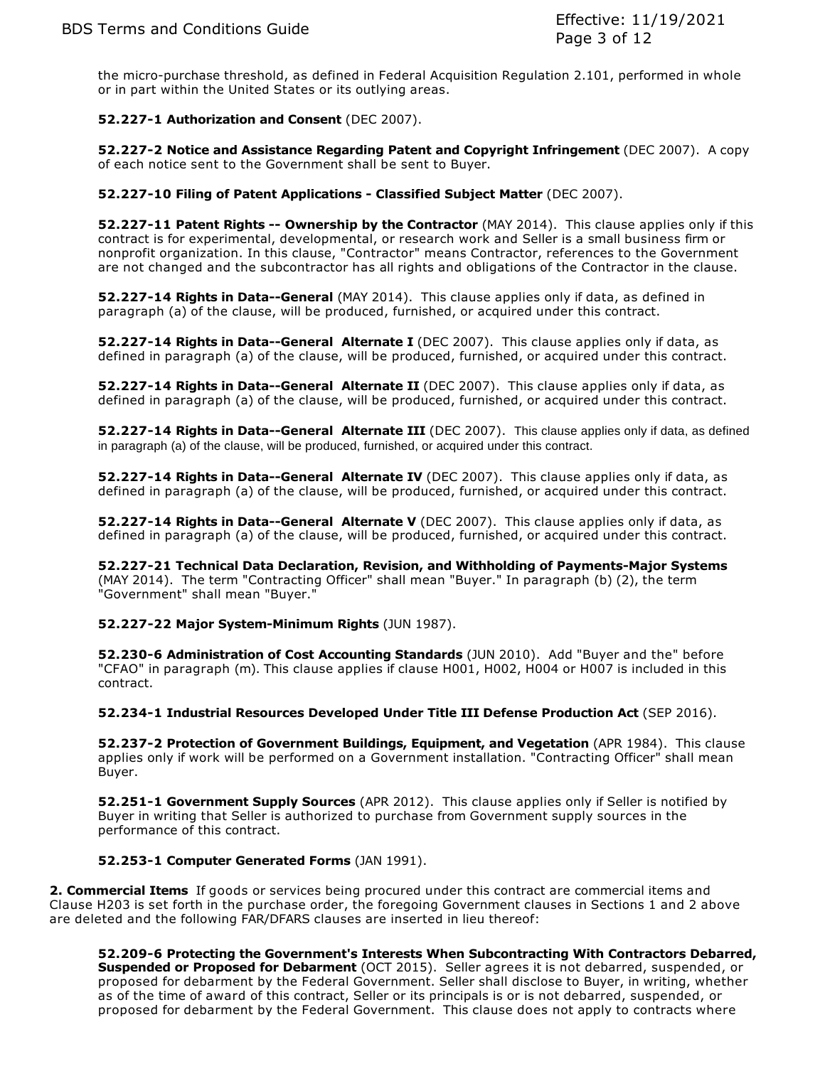the micro-purchase threshold, as defined in Federal Acquisition Regulation 2.101, performed in whole or in part within the United States or its outlying areas.

**52.227-1 Authorization and Consent** (DEC 2007).

**52.227-2 Notice and Assistance Regarding Patent and Copyright Infringement** (DEC 2007). A copy of each notice sent to the Government shall be sent to Buyer.

**52.227-10 Filing of Patent Applications - Classified Subject Matter** (DEC 2007).

**52.227-11 Patent Rights -- Ownership by the Contractor** (MAY 2014). This clause applies only if this contract is for experimental, developmental, or research work and Seller is a small business firm or nonprofit organization. In this clause, "Contractor" means Contractor, references to the Government are not changed and the subcontractor has all rights and obligations of the Contractor in the clause.

**52.227-14 Rights in Data--General** (MAY 2014). This clause applies only if data, as defined in paragraph (a) of the clause, will be produced, furnished, or acquired under this contract.

**52.227-14 Rights in Data--General Alternate I** (DEC 2007). This clause applies only if data, as defined in paragraph (a) of the clause, will be produced, furnished, or acquired under this contract.

**52.227-14 Rights in Data--General Alternate II** (DEC 2007). This clause applies only if data, as defined in paragraph (a) of the clause, will be produced, furnished, or acquired under this contract.

**52.227-14 Rights in Data--General Alternate III** (DEC 2007). This clause applies only if data, as defined in paragraph (a) of the clause, will be produced, furnished, or acquired under this contract.

**52.227-14 Rights in Data--General Alternate IV** (DEC 2007). This clause applies only if data, as defined in paragraph (a) of the clause, will be produced, furnished, or acquired under this contract.

**52.227-14 Rights in Data--General Alternate V** (DEC 2007). This clause applies only if data, as defined in paragraph (a) of the clause, will be produced, furnished, or acquired under this contract.

**52.227-21 Technical Data Declaration, Revision, and Withholding of Payments-Major Systems** (MAY 2014). The term "Contracting Officer" shall mean "Buyer." In paragraph (b) (2), the term "Government" shall mean "Buyer."

**52.227-22 Major System-Minimum Rights** (JUN 1987).

**52.230-6 Administration of Cost Accounting Standards** (JUN 2010). Add "Buyer and the" before "CFAO" in paragraph (m). This clause applies if clause H001, H002, H004 or H007 is included in this contract.

**52.234-1 Industrial Resources Developed Under Title III Defense Production Act** (SEP 2016).

**52.237-2 Protection of Government Buildings, Equipment, and Vegetation** (APR 1984). This clause applies only if work will be performed on a Government installation. "Contracting Officer" shall mean Buyer.

**52.251-1 Government Supply Sources** (APR 2012). This clause applies only if Seller is notified by Buyer in writing that Seller is authorized to purchase from Government supply sources in the performance of this contract.

**52.253-1 Computer Generated Forms** (JAN 1991).

**2. Commercial Items** If goods or services being procured under this contract are commercial items and Clause H203 is set forth in the purchase order, the foregoing Government clauses in Sections 1 and 2 above are deleted and the following FAR/DFARS clauses are inserted in lieu thereof:

**52.209-6 Protecting the Government's Interests When Subcontracting With Contractors Debarred, Suspended or Proposed for Debarment** (OCT 2015). Seller agrees it is not debarred, suspended, or proposed for debarment by the Federal Government. Seller shall disclose to Buyer, in writing, whether as of the time of award of this contract, Seller or its principals is or is not debarred, suspended, or proposed for debarment by the Federal Government. This clause does not apply to contracts where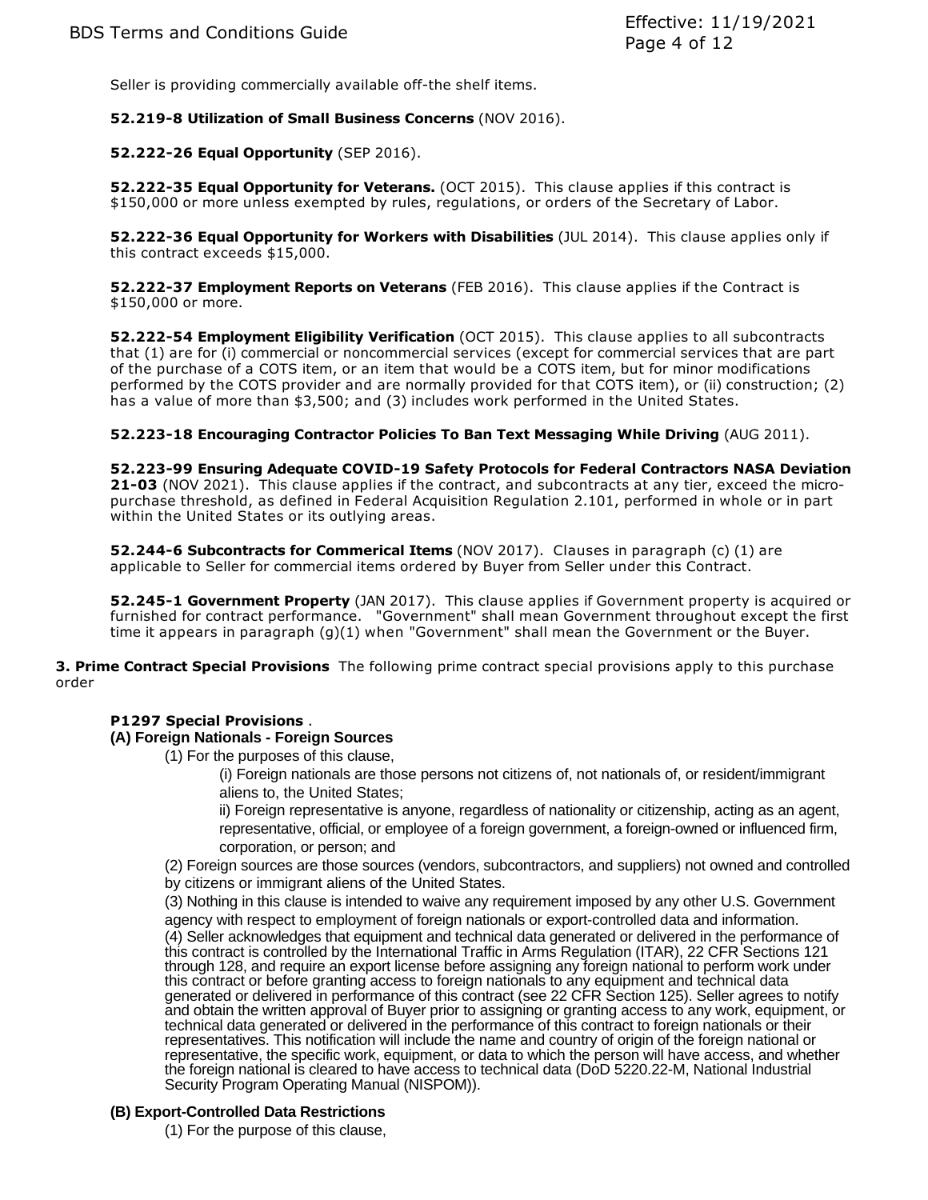Seller is providing commercially available off-the shelf items.

**52.219-8 Utilization of Small Business Concerns** (NOV 2016).

**52.222-26 Equal Opportunity** (SEP 2016).

**52.222-35 Equal Opportunity for Veterans.** (OCT 2015). This clause applies if this contract is $150,000 or more unless exempted by rules, regulations, or orders of the Secretary of Labor.

**52.222-36 Equal Opportunity for Workers with Disabilities** (JUL 2014). This clause applies only if this contract exceeds $15,000.

**52.222-37 Employment Reports on Veterans** (FEB 2016). This clause applies if the Contract is $150,000 or more.

**52.222-54 Employment Eligibility Verification** (OCT 2015). This clause applies to all subcontracts that (1) are for (i) commercial or noncommercial services (except for commercial services that are part of the purchase of a COTS item, or an item that would be a COTS item, but for minor modifications performed by the COTS provider and are normally provided for that COTS item), or (ii) construction; (2) has a value of more than $3,500; and (3) includes work performed in the United States.

**52.223-18 Encouraging Contractor Policies To Ban Text Messaging While Driving** (AUG 2011).

**52.223-99 Ensuring Adequate COVID-19 Safety Protocols for Federal Contractors NASA Deviation 21-03** (NOV 2021). This clause applies if the contract, and subcontracts at any tier, exceed the micro-purchase threshold, as defined in Federal Acquisition Regulation 2.101, performed in whole or in part within the United States or its outlying areas.

**52.244-6 Subcontracts for Commerical Items** (NOV 2017). Clauses in paragraph (c) (1) are applicable to Seller for commercial items ordered by Buyer from Seller under this Contract.

**52.245-1 Government Property** (JAN 2017). This clause applies if Government property is acquired or furnished for contract performance. "Government" shall mean Government throughout except the first time it appears in paragraph (g)(1) when "Government" shall mean the Government or the Buyer.

**3. Prime Contract Special Provisions** The following prime contract special provisions apply to this purchase order

**P1297 Special Provisions** .

**(A) Foreign Nationals - Foreign Sources**

(1) For the purposes of this clause,

(i) Foreign nationals are those persons not citizens of, not nationals of, or resident/immigrant aliens to, the United States;

ii) Foreign representative is anyone, regardless of nationality or citizenship, acting as an agent, representative, official, or employee of a foreign government, a foreign-owned or influenced firm, corporation, or person; and

(2) Foreign sources are those sources (vendors, subcontractors, and suppliers) not owned and controlled by citizens or immigrant aliens of the United States.

(3) Nothing in this clause is intended to waive any requirement imposed by any other U.S. Government agency with respect to employment of foreign nationals or export-controlled data and information.

(4) Seller acknowledges that equipment and technical data generated or delivered in the performance of this contract is controlled by the International Traffic in Arms Regulation (ITAR), 22 CFR Sections 121 through 128, and require an export license before assigning any foreign national to perform work under this contract or before granting access to foreign nationals to any equipment and technical data generated or delivered in performance of this contract (see 22 CFR Section 125). Seller agrees to notify and obtain the written approval of Buyer prior to assigning or granting access to any work, equipment, or technical data generated or delivered in the performance of this contract to foreign nationals or their representatives. This notification will include the name and country of origin of the foreign national or representative, the specific work, equipment, or data to which the person will have access, and whether the foreign national is cleared to have access to technical data (DoD 5220.22-M, National Industrial Security Program Operating Manual (NISPOM)).

**(B) Export-Controlled Data Restrictions**

(1) For the purpose of this clause,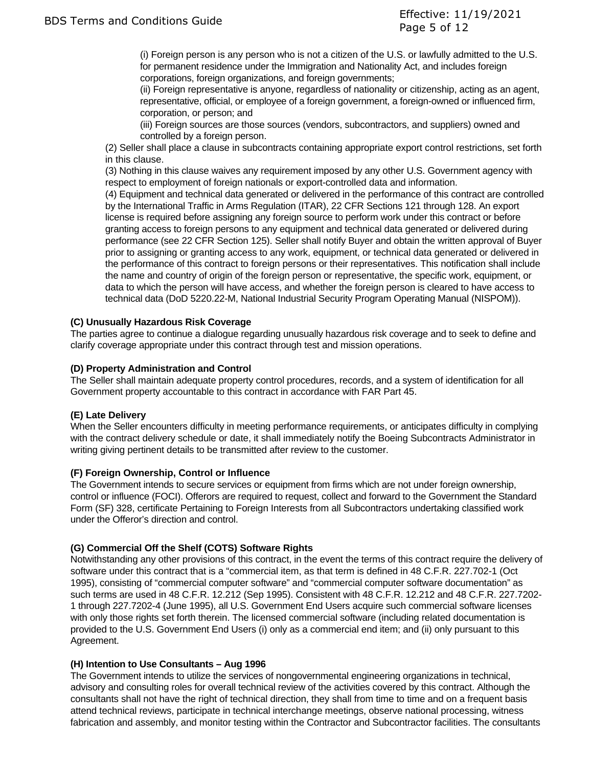(i) Foreign person is any person who is not a citizen of the U.S. or lawfully admitted to the U.S. for permanent residence under the Immigration and Nationality Act, and includes foreign corporations, foreign organizations, and foreign governments;

(ii) Foreign representative is anyone, regardless of nationality or citizenship, acting as an agent, representative, official, or employee of a foreign government, a foreign-owned or influenced firm, corporation, or person; and

(iii) Foreign sources are those sources (vendors, subcontractors, and suppliers) owned and controlled by a foreign person.

(2) Seller shall place a clause in subcontracts containing appropriate export control restrictions, set forth in this clause.

(3) Nothing in this clause waives any requirement imposed by any other U.S. Government agency with respect to employment of foreign nationals or export-controlled data and information.

(4) Equipment and technical data generated or delivered in the performance of this contract are controlled by the International Traffic in Arms Regulation (ITAR), 22 CFR Sections 121 through 128. An export license is required before assigning any foreign source to perform work under this contract or before granting access to foreign persons to any equipment and technical data generated or delivered during performance (see 22 CFR Section 125). Seller shall notify Buyer and obtain the written approval of Buyer prior to assigning or granting access to any work, equipment, or technical data generated or delivered in the performance of this contract to foreign persons or their representatives. This notification shall include the name and country of origin of the foreign person or representative, the specific work, equipment, or data to which the person will have access, and whether the foreign person is cleared to have access to technical data (DoD 5220.22-M, National Industrial Security Program Operating Manual (NISPOM)).

**(C) Unusually Hazardous Risk Coverage**

The parties agree to continue a dialogue regarding unusually hazardous risk coverage and to seek to define and clarify coverage appropriate under this contract through test and mission operations.

**(D) Property Administration and Control**

The Seller shall maintain adequate property control procedures, records, and a system of identification for all Government property accountable to this contract in accordance with FAR Part 45.

**(E) Late Delivery**

When the Seller encounters difficulty in meeting performance requirements, or anticipates difficulty in complying with the contract delivery schedule or date, it shall immediately notify the Boeing Subcontracts Administrator in writing giving pertinent details to be transmitted after review to the customer.

**(F) Foreign Ownership, Control or Influence**

The Government intends to secure services or equipment from firms which are not under foreign ownership, control or influence (FOCI). Offerors are required to request, collect and forward to the Government the Standard Form (SF) 328, certificate Pertaining to Foreign Interests from all Subcontractors undertaking classified work under the Offeror's direction and control.

**(G) Commercial Off the Shelf (COTS) Software Rights**

Notwithstanding any other provisions of this contract, in the event the terms of this contract require the delivery of software under this contract that is a "commercial item, as that term is defined in 48 C.F.R. 227.702-1 (Oct 1995), consisting of "commercial computer software" and "commercial computer software documentation" as such terms are used in 48 C.F.R. 12.212 (Sep 1995). Consistent with 48 C.F.R. 12.212 and 48 C.F.R. 227.7202-1 through 227.7202-4 (June 1995), all U.S. Government End Users acquire such commercial software licenses with only those rights set forth therein. The licensed commercial software (including related documentation is provided to the U.S. Government End Users (i) only as a commercial end item; and (ii) only pursuant to this Agreement.

**(H) Intention to Use Consultants – Aug 1996**

The Government intends to utilize the services of nongovernmental engineering organizations in technical, advisory and consulting roles for overall technical review of the activities covered by this contract. Although the consultants shall not have the right of technical direction, they shall from time to time and on a frequent basis attend technical reviews, participate in technical interchange meetings, observe national processing, witness fabrication and assembly, and monitor testing within the Contractor and Subcontractor facilities. The consultants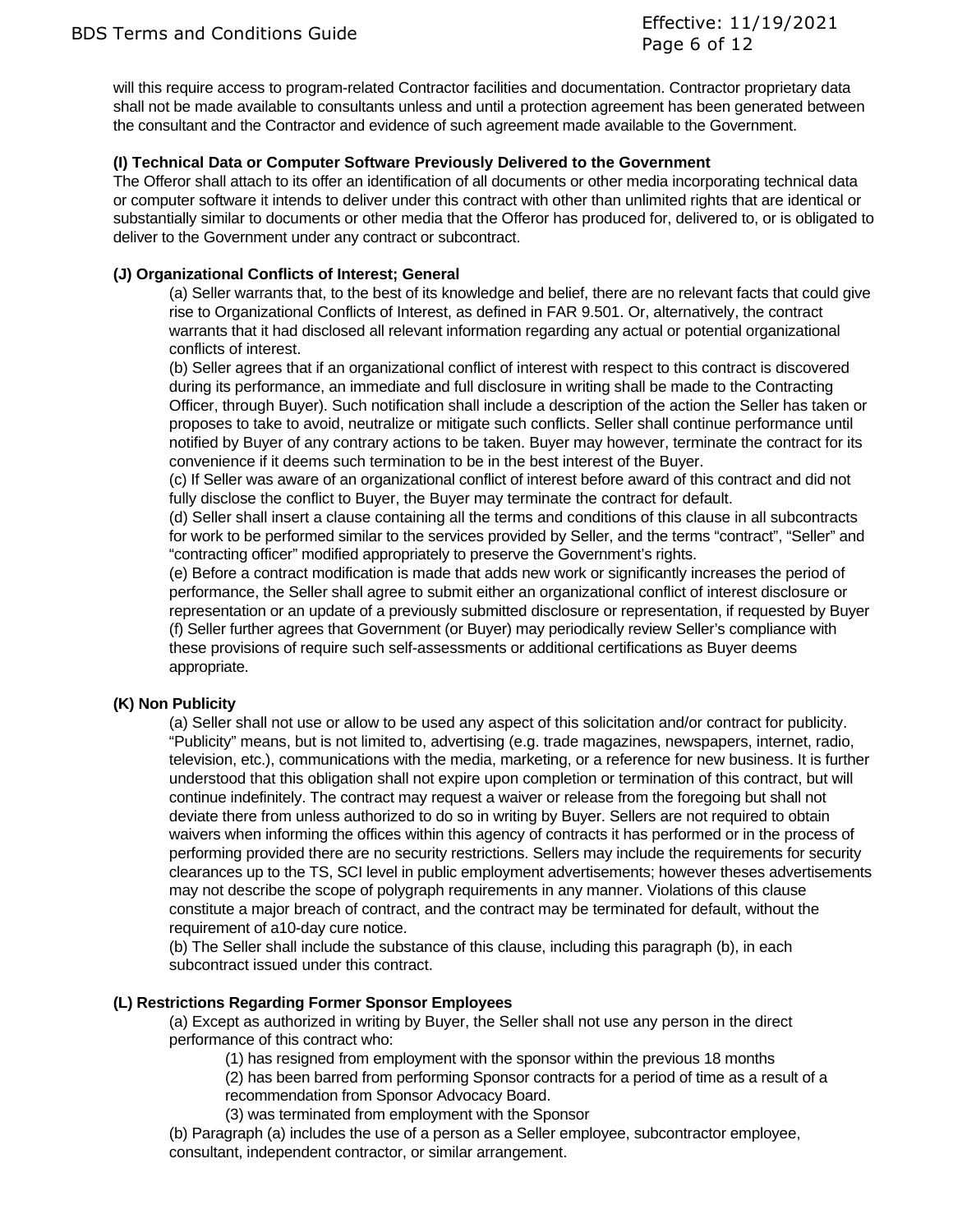will this require access to program-related Contractor facilities and documentation. Contractor proprietary data shall not be made available to consultants unless and until a protection agreement has been generated between the consultant and the Contractor and evidence of such agreement made available to the Government.

**(I) Technical Data or Computer Software Previously Delivered to the Government**

The Offeror shall attach to its offer an identification of all documents or other media incorporating technical data or computer software it intends to deliver under this contract with other than unlimited rights that are identical or substantially similar to documents or other media that the Offeror has produced for, delivered to, or is obligated to deliver to the Government under any contract or subcontract.

**(J) Organizational Conflicts of Interest; General**

(a) Seller warrants that, to the best of its knowledge and belief, there are no relevant facts that could give rise to Organizational Conflicts of Interest, as defined in FAR 9.501. Or, alternatively, the contract warrants that it had disclosed all relevant information regarding any actual or potential organizational conflicts of interest.

(b) Seller agrees that if an organizational conflict of interest with respect to this contract is discovered during its performance, an immediate and full disclosure in writing shall be made to the Contracting Officer, through Buyer). Such notification shall include a description of the action the Seller has taken or proposes to take to avoid, neutralize or mitigate such conflicts. Seller shall continue performance until notified by Buyer of any contrary actions to be taken. Buyer may however, terminate the contract for its convenience if it deems such termination to be in the best interest of the Buyer.

(c) If Seller was aware of an organizational conflict of interest before award of this contract and did not fully disclose the conflict to Buyer, the Buyer may terminate the contract for default.

(d) Seller shall insert a clause containing all the terms and conditions of this clause in all subcontracts for work to be performed similar to the services provided by Seller, and the terms "contract", "Seller" and "contracting officer" modified appropriately to preserve the Government's rights.

(e) Before a contract modification is made that adds new work or significantly increases the period of performance, the Seller shall agree to submit either an organizational conflict of interest disclosure or representation or an update of a previously submitted disclosure or representation, if requested by Buyer

(f) Seller further agrees that Government (or Buyer) may periodically review Seller's compliance with these provisions of require such self-assessments or additional certifications as Buyer deems appropriate.

**(K) Non Publicity**

(a) Seller shall not use or allow to be used any aspect of this solicitation and/or contract for publicity. "Publicity" means, but is not limited to, advertising (e.g. trade magazines, newspapers, internet, radio, television, etc.), communications with the media, marketing, or a reference for new business. It is further understood that this obligation shall not expire upon completion or termination of this contract, but will continue indefinitely. The contract may request a waiver or release from the foregoing but shall not deviate there from unless authorized to do so in writing by Buyer. Sellers are not required to obtain waivers when informing the offices within this agency of contracts it has performed or in the process of performing provided there are no security restrictions. Sellers may include the requirements for security clearances up to the TS, SCI level in public employment advertisements; however theses advertisements may not describe the scope of polygraph requirements in any manner. Violations of this clause constitute a major breach of contract, and the contract may be terminated for default, without the requirement of a10-day cure notice.

(b) The Seller shall include the substance of this clause, including this paragraph (b), in each subcontract issued under this contract.

**(L) Restrictions Regarding Former Sponsor Employees**

(a) Except as authorized in writing by Buyer, the Seller shall not use any person in the direct performance of this contract who:

(1) has resigned from employment with the sponsor within the previous 18 months

(2) has been barred from performing Sponsor contracts for a period of time as a result of a recommendation from Sponsor Advocacy Board.

(3) was terminated from employment with the Sponsor

(b) Paragraph (a) includes the use of a person as a Seller employee, subcontractor employee, consultant, independent contractor, or similar arrangement.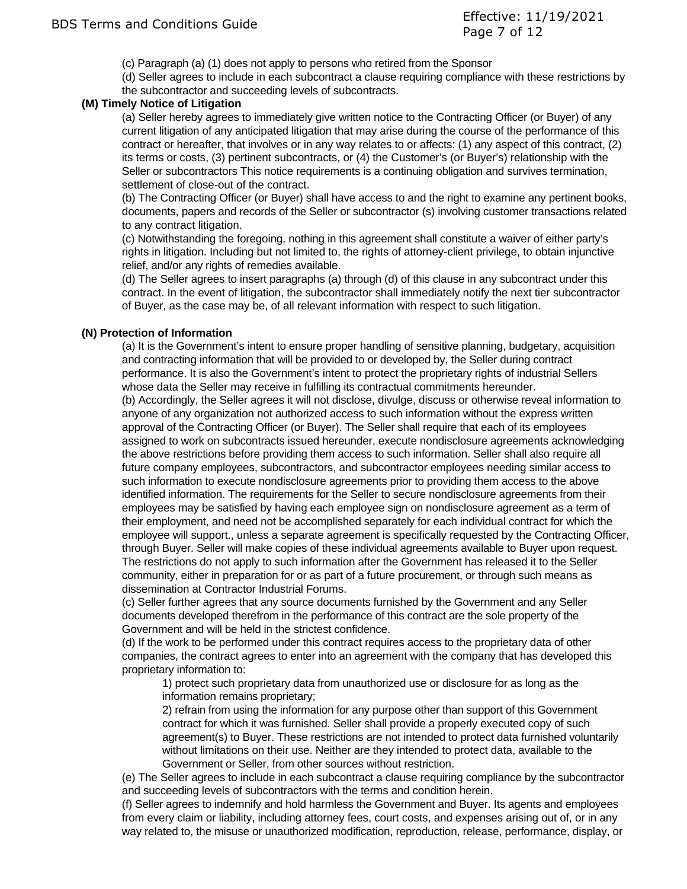(c) Paragraph (a) (1) does not apply to persons who retired from the Sponsor

(d) Seller agrees to include in each subcontract a clause requiring compliance with these restrictions by the subcontractor and succeeding levels of subcontracts.

**(M) Timely Notice of Litigation**

(a) Seller hereby agrees to immediately give written notice to the Contracting Officer (or Buyer) of any current litigation of any anticipated litigation that may arise during the course of the performance of this contract or hereafter, that involves or in any way relates to or affects: (1) any aspect of this contract, (2) its terms or costs, (3) pertinent subcontracts, or (4) the Customer's (or Buyer's) relationship with the Seller or subcontractors This notice requirements is a continuing obligation and survives termination, settlement of close-out of the contract.

(b) The Contracting Officer (or Buyer) shall have access to and the right to examine any pertinent books, documents, papers and records of the Seller or subcontractor (s) involving customer transactions related to any contract litigation.

(c) Notwithstanding the foregoing, nothing in this agreement shall constitute a waiver of either party's rights in litigation. Including but not limited to, the rights of attorney-client privilege, to obtain injunctive relief, and/or any rights of remedies available.

(d) The Seller agrees to insert paragraphs (a) through (d) of this clause in any subcontract under this contract. In the event of litigation, the subcontractor shall immediately notify the next tier subcontractor of Buyer, as the case may be, of all relevant information with respect to such litigation.

**(N) Protection of Information**

(a) It is the Government's intent to ensure proper handling of sensitive planning, budgetary, acquisition and contracting information that will be provided to or developed by, the Seller during contract performance. It is also the Government's intent to protect the proprietary rights of industrial Sellers whose data the Seller may receive in fulfilling its contractual commitments hereunder.

(b) Accordingly, the Seller agrees it will not disclose, divulge, discuss or otherwise reveal information to anyone of any organization not authorized access to such information without the express written approval of the Contracting Officer (or Buyer). The Seller shall require that each of its employees assigned to work on subcontracts issued hereunder, execute nondisclosure agreements acknowledging the above restrictions before providing them access to such information. Seller shall also require all future company employees, subcontractors, and subcontractor employees needing similar access to such information to execute nondisclosure agreements prior to providing them access to the above identified information. The requirements for the Seller to secure nondisclosure agreements from their employees may be satisfied by having each employee sign on nondisclosure agreement as a term of their employment, and need not be accomplished separately for each individual contract for which the employee will support., unless a separate agreement is specifically requested by the Contracting Officer, through Buyer. Seller will make copies of these individual agreements available to Buyer upon request. The restrictions do not apply to such information after the Government has released it to the Seller community, either in preparation for or as part of a future procurement, or through such means as dissemination at Contractor Industrial Forums.

(c) Seller further agrees that any source documents furnished by the Government and any Seller documents developed therefrom in the performance of this contract are the sole property of the Government and will be held in the strictest confidence.

(d) If the work to be performed under this contract requires access to the proprietary data of other companies, the contract agrees to enter into an agreement with the company that has developed this proprietary information to:

1) protect such proprietary data from unauthorized use or disclosure for as long as the information remains proprietary;

2) refrain from using the information for any purpose other than support of this Government contract for which it was furnished. Seller shall provide a properly executed copy of such agreement(s) to Buyer. These restrictions are not intended to protect data furnished voluntarily without limitations on their use. Neither are they intended to protect data, available to the Government or Seller, from other sources without restriction.

(e) The Seller agrees to include in each subcontract a clause requiring compliance by the subcontractor and succeeding levels of subcontractors with the terms and condition herein.

(f) Seller agrees to indemnify and hold harmless the Government and Buyer. Its agents and employees from every claim or liability, including attorney fees, court costs, and expenses arising out of, or in any way related to, the misuse or unauthorized modification, reproduction, release, performance, display, or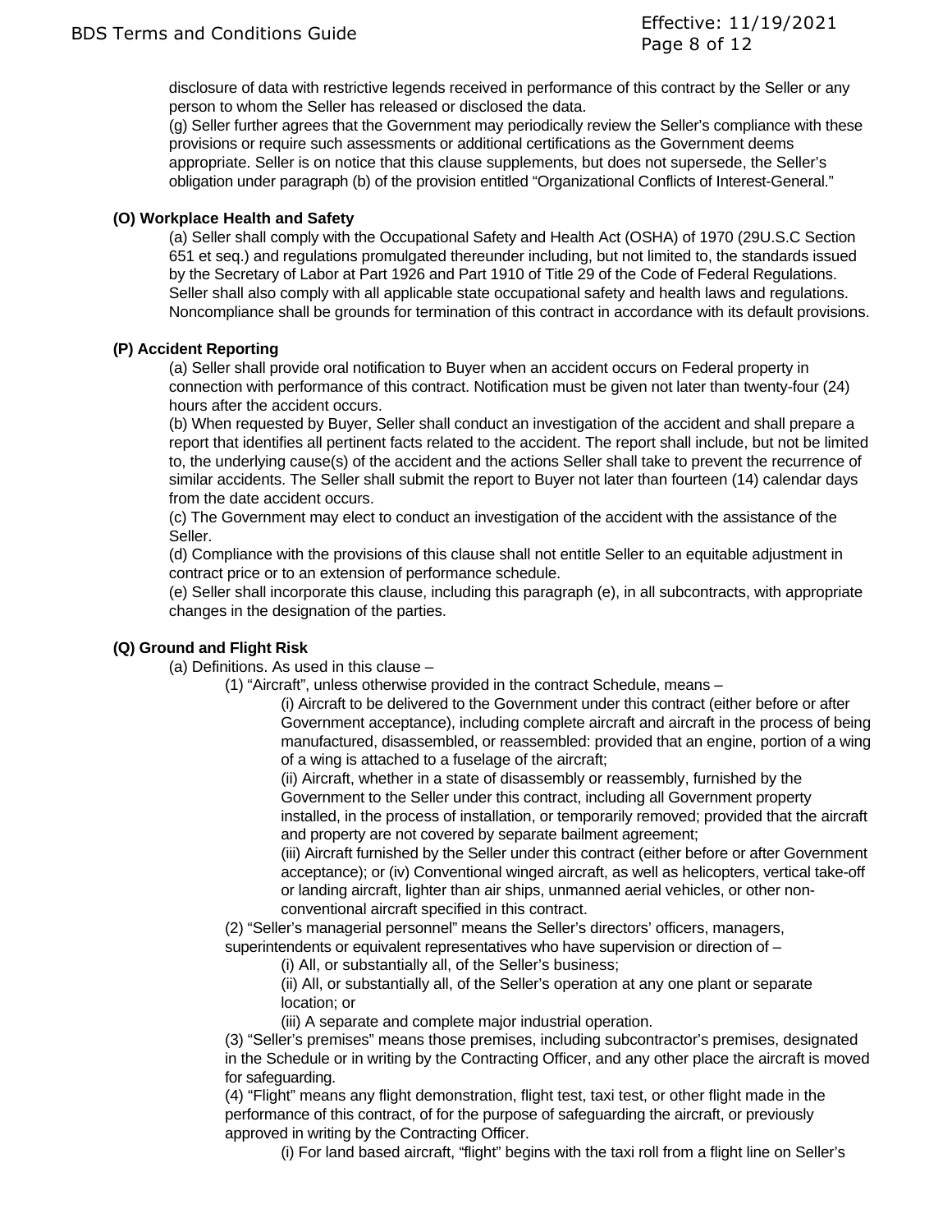disclosure of data with restrictive legends received in performance of this contract by the Seller or any person to whom the Seller has released or disclosed the data.

(g) Seller further agrees that the Government may periodically review the Seller's compliance with these provisions or require such assessments or additional certifications as the Government deems appropriate. Seller is on notice that this clause supplements, but does not supersede, the Seller's obligation under paragraph (b) of the provision entitled "Organizational Conflicts of Interest-General."

**(O) Workplace Health and Safety**

(a) Seller shall comply with the Occupational Safety and Health Act (OSHA) of 1970 (29U.S.C Section 651 et seq.) and regulations promulgated thereunder including, but not limited to, the standards issued by the Secretary of Labor at Part 1926 and Part 1910 of Title 29 of the Code of Federal Regulations. Seller shall also comply with all applicable state occupational safety and health laws and regulations. Noncompliance shall be grounds for termination of this contract in accordance with its default provisions.

**(P) Accident Reporting**

(a) Seller shall provide oral notification to Buyer when an accident occurs on Federal property in connection with performance of this contract. Notification must be given not later than twenty-four (24) hours after the accident occurs.

(b) When requested by Buyer, Seller shall conduct an investigation of the accident and shall prepare a report that identifies all pertinent facts related to the accident. The report shall include, but not be limited to, the underlying cause(s) of the accident and the actions Seller shall take to prevent the recurrence of similar accidents. The Seller shall submit the report to Buyer not later than fourteen (14) calendar days from the date accident occurs.

(c) The Government may elect to conduct an investigation of the accident with the assistance of the Seller.

(d) Compliance with the provisions of this clause shall not entitle Seller to an equitable adjustment in contract price or to an extension of performance schedule.

(e) Seller shall incorporate this clause, including this paragraph (e), in all subcontracts, with appropriate changes in the designation of the parties.

**(Q) Ground and Flight Risk**

(a) Definitions. As used in this clause –

(1) "Aircraft", unless otherwise provided in the contract Schedule, means –

(i) Aircraft to be delivered to the Government under this contract (either before or after Government acceptance), including complete aircraft and aircraft in the process of being manufactured, disassembled, or reassembled: provided that an engine, portion of a wing of a wing is attached to a fuselage of the aircraft;

(ii) Aircraft, whether in a state of disassembly or reassembly, furnished by the Government to the Seller under this contract, including all Government property installed, in the process of installation, or temporarily removed; provided that the aircraft and property are not covered by separate bailment agreement;

(iii) Aircraft furnished by the Seller under this contract (either before or after Government acceptance); or (iv) Conventional winged aircraft, as well as helicopters, vertical take-off or landing aircraft, lighter than air ships, unmanned aerial vehicles, or other non-conventional aircraft specified in this contract.

(2) "Seller's managerial personnel" means the Seller's directors' officers, managers, superintendents or equivalent representatives who have supervision or direction of –

(i) All, or substantially all, of the Seller's business;

(ii) All, or substantially all, of the Seller's operation at any one plant or separate location; or

(iii) A separate and complete major industrial operation.

(3) "Seller's premises" means those premises, including subcontractor's premises, designated in the Schedule or in writing by the Contracting Officer, and any other place the aircraft is moved for safeguarding.

(4) "Flight" means any flight demonstration, flight test, taxi test, or other flight made in the performance of this contract, of for the purpose of safeguarding the aircraft, or previously approved in writing by the Contracting Officer.

(i) For land based aircraft, "flight" begins with the taxi roll from a flight line on Seller's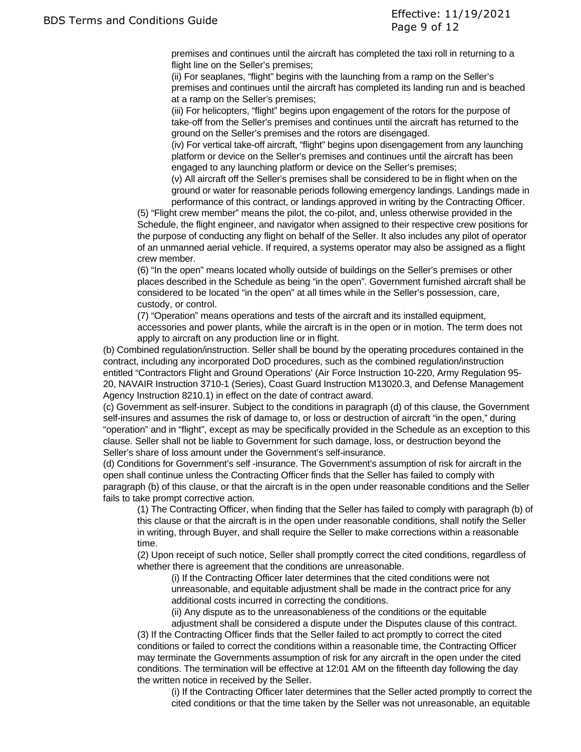premises and continues until the aircraft has completed the taxi roll in returning to a flight line on the Seller's premises;

(ii) For seaplanes, "flight" begins with the launching from a ramp on the Seller's premises and continues until the aircraft has completed its landing run and is beached at a ramp on the Seller's premises;

(iii) For helicopters, "flight" begins upon engagement of the rotors for the purpose of take-off from the Seller's premises and continues until the aircraft has returned to the ground on the Seller's premises and the rotors are disengaged.

(iv) For vertical take-off aircraft, "flight" begins upon disengagement from any launching platform or device on the Seller's premises and continues until the aircraft has been engaged to any launching platform or device on the Seller's premises;

(v) All aircraft off the Seller's premises shall be considered to be in flight when on the ground or water for reasonable periods following emergency landings. Landings made in performance of this contract, or landings approved in writing by the Contracting Officer.

(5) "Flight crew member" means the pilot, the co-pilot, and, unless otherwise provided in the Schedule, the flight engineer, and navigator when assigned to their respective crew positions for the purpose of conducting any flight on behalf of the Seller. It also includes any pilot of operator of an unmanned aerial vehicle. If required, a systems operator may also be assigned as a flight crew member.

(6) "In the open" means located wholly outside of buildings on the Seller's premises or other places described in the Schedule as being "in the open". Government furnished aircraft shall be considered to be located "in the open" at all times while in the Seller's possession, care, custody, or control.

(7) "Operation" means operations and tests of the aircraft and its installed equipment, accessories and power plants, while the aircraft is in the open or in motion. The term does not apply to aircraft on any production line or in flight.

(b) Combined regulation/instruction. Seller shall be bound by the operating procedures contained in the contract, including any incorporated DoD procedures, such as the combined regulation/instruction entitled "Contractors Flight and Ground Operations' (Air Force Instruction 10-220, Army Regulation 95-20, NAVAIR Instruction 3710-1 (Series), Coast Guard Instruction M13020.3, and Defense Management Agency Instruction 8210.1) in effect on the date of contract award.

(c) Government as self-insurer. Subject to the conditions in paragraph (d) of this clause, the Government self-insures and assumes the risk of damage to, or loss or destruction of aircraft "in the open," during "operation" and in "flight", except as may be specifically provided in the Schedule as an exception to this clause. Seller shall not be liable to Government for such damage, loss, or destruction beyond the Seller's share of loss amount under the Government's self-insurance.

(d) Conditions for Government's self -insurance. The Government's assumption of risk for aircraft in the open shall continue unless the Contracting Officer finds that the Seller has failed to comply with paragraph (b) of this clause, or that the aircraft is in the open under reasonable conditions and the Seller fails to take prompt corrective action.

(1) The Contracting Officer, when finding that the Seller has failed to comply with paragraph (b) of this clause or that the aircraft is in the open under reasonable conditions, shall notify the Seller in writing, through Buyer, and shall require the Seller to make corrections within a reasonable time.

(2) Upon receipt of such notice, Seller shall promptly correct the cited conditions, regardless of whether there is agreement that the conditions are unreasonable.

(i) If the Contracting Officer later determines that the cited conditions were not unreasonable, and equitable adjustment shall be made in the contract price for any additional costs incurred in correcting the conditions.

(ii) Any dispute as to the unreasonableness of the conditions or the equitable adjustment shall be considered a dispute under the Disputes clause of this contract.

(3) If the Contracting Officer finds that the Seller failed to act promptly to correct the cited conditions or failed to correct the conditions within a reasonable time, the Contracting Officer may terminate the Governments assumption of risk for any aircraft in the open under the cited conditions. The termination will be effective at 12:01 AM on the fifteenth day following the day the written notice in received by the Seller.

(i) If the Contracting Officer later determines that the Seller acted promptly to correct the cited conditions or that the time taken by the Seller was not unreasonable, an equitable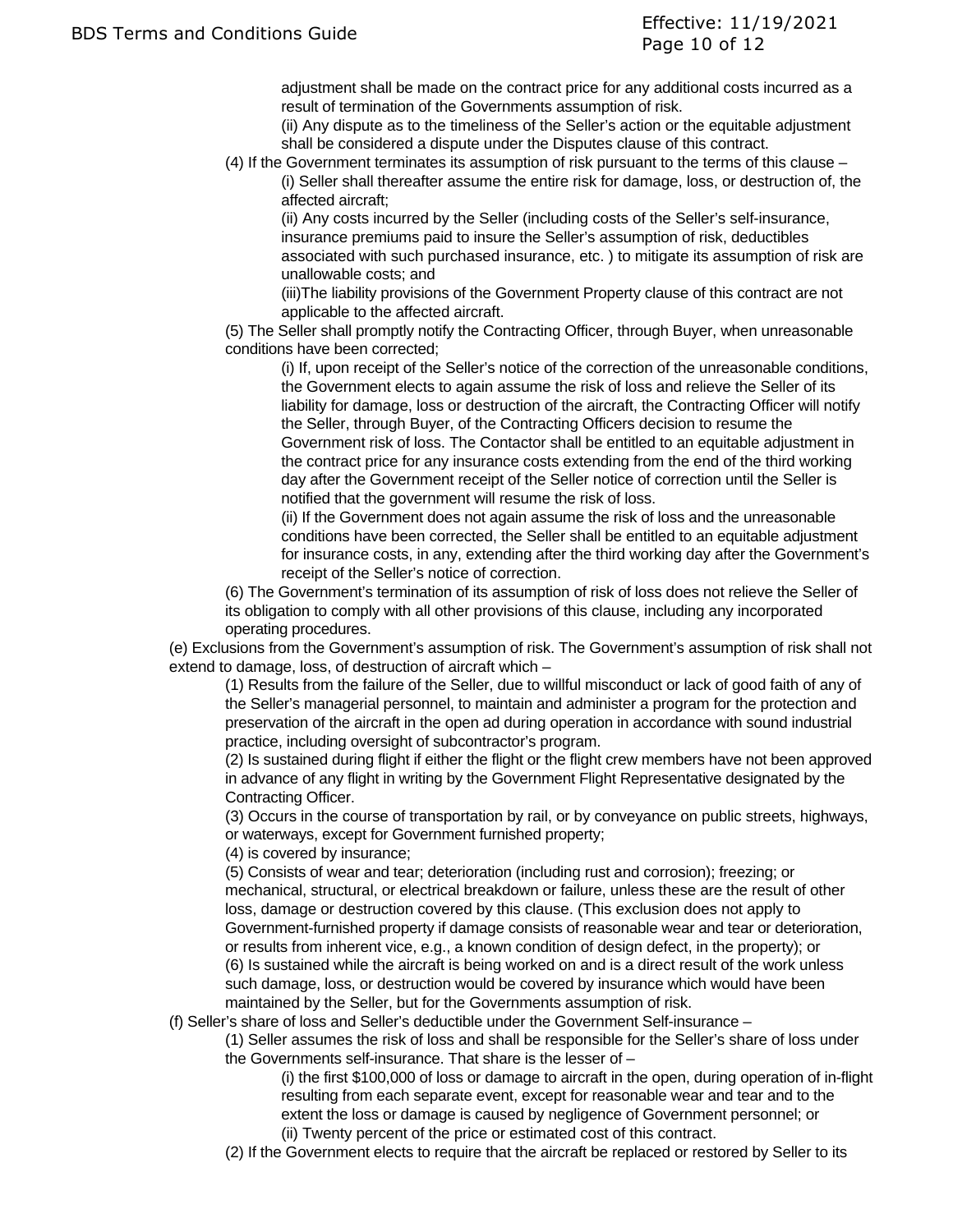adjustment shall be made on the contract price for any additional costs incurred as a result of termination of the Governments assumption of risk.

(ii) Any dispute as to the timeliness of the Seller's action or the equitable adjustment shall be considered a dispute under the Disputes clause of this contract.

(4) If the Government terminates its assumption of risk pursuant to the terms of this clause –

(i) Seller shall thereafter assume the entire risk for damage, loss, or destruction of, the affected aircraft;

(ii) Any costs incurred by the Seller (including costs of the Seller's self-insurance, insurance premiums paid to insure the Seller's assumption of risk, deductibles associated with such purchased insurance, etc. ) to mitigate its assumption of risk are unallowable costs; and

(iii)The liability provisions of the Government Property clause of this contract are not applicable to the affected aircraft.

(5) The Seller shall promptly notify the Contracting Officer, through Buyer, when unreasonable conditions have been corrected;

(i) If, upon receipt of the Seller's notice of the correction of the unreasonable conditions, the Government elects to again assume the risk of loss and relieve the Seller of its liability for damage, loss or destruction of the aircraft, the Contracting Officer will notify the Seller, through Buyer, of the Contracting Officers decision to resume the Government risk of loss. The Contactor shall be entitled to an equitable adjustment in the contract price for any insurance costs extending from the end of the third working day after the Government receipt of the Seller notice of correction until the Seller is notified that the government will resume the risk of loss.

(ii) If the Government does not again assume the risk of loss and the unreasonable conditions have been corrected, the Seller shall be entitled to an equitable adjustment for insurance costs, in any, extending after the third working day after the Government's receipt of the Seller's notice of correction.

(6) The Government's termination of its assumption of risk of loss does not relieve the Seller of its obligation to comply with all other provisions of this clause, including any incorporated operating procedures.

(e) Exclusions from the Government's assumption of risk. The Government's assumption of risk shall not extend to damage, loss, of destruction of aircraft which –

(1) Results from the failure of the Seller, due to willful misconduct or lack of good faith of any of the Seller's managerial personnel, to maintain and administer a program for the protection and preservation of the aircraft in the open ad during operation in accordance with sound industrial practice, including oversight of subcontractor's program.

(2) Is sustained during flight if either the flight or the flight crew members have not been approved in advance of any flight in writing by the Government Flight Representative designated by the Contracting Officer.

(3) Occurs in the course of transportation by rail, or by conveyance on public streets, highways, or waterways, except for Government furnished property;

(4) is covered by insurance;

(5) Consists of wear and tear; deterioration (including rust and corrosion); freezing; or mechanical, structural, or electrical breakdown or failure, unless these are the result of other loss, damage or destruction covered by this clause. (This exclusion does not apply to Government-furnished property if damage consists of reasonable wear and tear or deterioration, or results from inherent vice, e.g., a known condition of design defect, in the property); or

(6) Is sustained while the aircraft is being worked on and is a direct result of the work unless such damage, loss, or destruction would be covered by insurance which would have been maintained by the Seller, but for the Governments assumption of risk.

(f) Seller's share of loss and Seller's deductible under the Government Self-insurance –

(1) Seller assumes the risk of loss and shall be responsible for the Seller's share of loss under the Governments self-insurance. That share is the lesser of –

(i) the first $100,000 of loss or damage to aircraft in the open, during operation of in-flight resulting from each separate event, except for reasonable wear and tear and to the extent the loss or damage is caused by negligence of Government personnel; or

(ii) Twenty percent of the price or estimated cost of this contract.

(2) If the Government elects to require that the aircraft be replaced or restored by Seller to its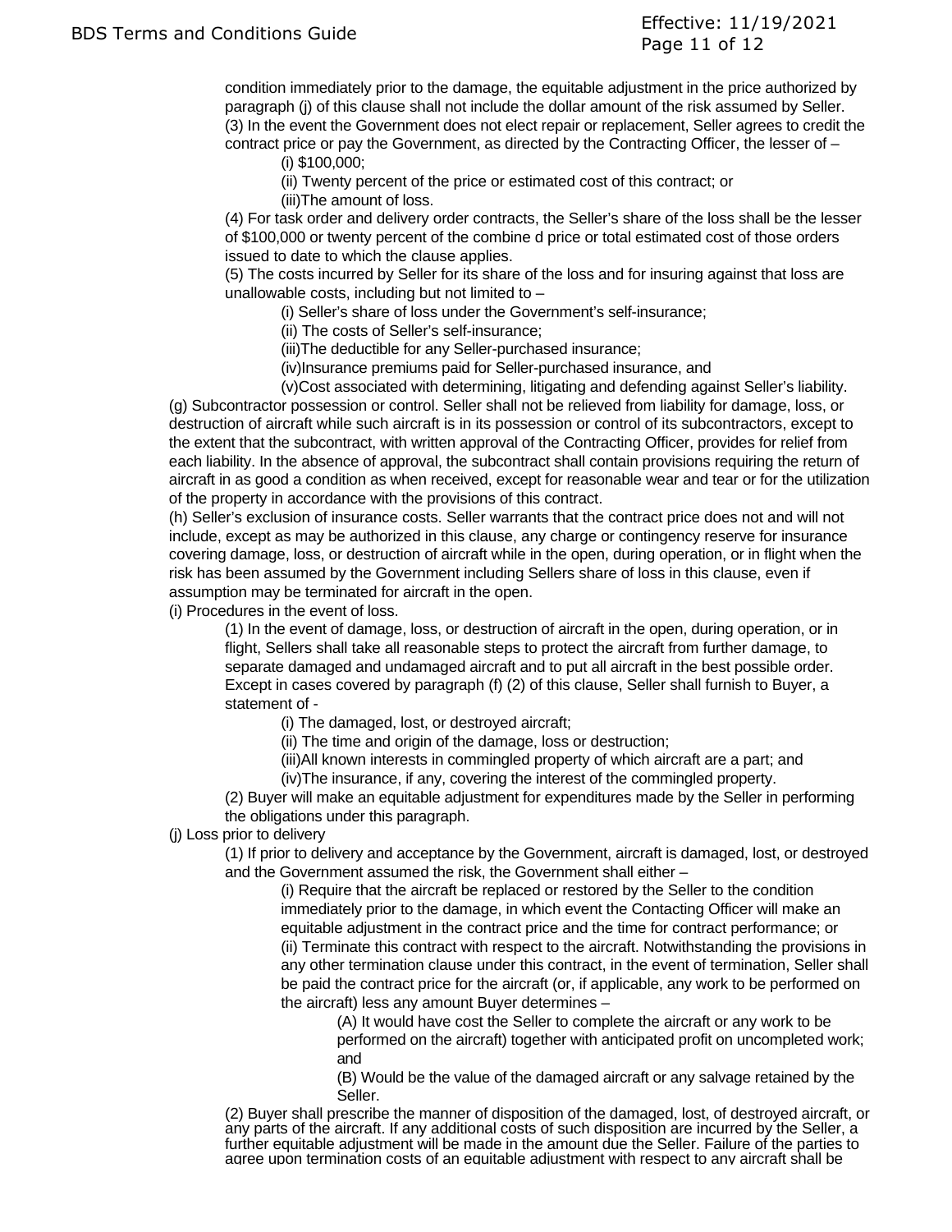condition immediately prior to the damage, the equitable adjustment in the price authorized by paragraph (j) of this clause shall not include the dollar amount of the risk assumed by Seller.

(3) In the event the Government does not elect repair or replacement, Seller agrees to credit the contract price or pay the Government, as directed by the Contracting Officer, the lesser of –

(i) $100,000;

(ii) Twenty percent of the price or estimated cost of this contract; or

(iii)The amount of loss.

(4) For task order and delivery order contracts, the Seller's share of the loss shall be the lesser of $100,000 or twenty percent of the combine d price or total estimated cost of those orders issued to date to which the clause applies.

(5) The costs incurred by Seller for its share of the loss and for insuring against that loss are unallowable costs, including but not limited to –

(i) Seller's share of loss under the Government's self-insurance;

(ii) The costs of Seller's self-insurance;

(iii)The deductible for any Seller-purchased insurance;

(iv)Insurance premiums paid for Seller-purchased insurance, and

(v)Cost associated with determining, litigating and defending against Seller's liability.

(g) Subcontractor possession or control. Seller shall not be relieved from liability for damage, loss, or destruction of aircraft while such aircraft is in its possession or control of its subcontractors, except to the extent that the subcontract, with written approval of the Contracting Officer, provides for relief from each liability. In the absence of approval, the subcontract shall contain provisions requiring the return of aircraft in as good a condition as when received, except for reasonable wear and tear or for the utilization of the property in accordance with the provisions of this contract.

(h) Seller's exclusion of insurance costs. Seller warrants that the contract price does not and will not include, except as may be authorized in this clause, any charge or contingency reserve for insurance covering damage, loss, or destruction of aircraft while in the open, during operation, or in flight when the risk has been assumed by the Government including Sellers share of loss in this clause, even if assumption may be terminated for aircraft in the open.

(i) Procedures in the event of loss.

(1) In the event of damage, loss, or destruction of aircraft in the open, during operation, or in flight, Sellers shall take all reasonable steps to protect the aircraft from further damage, to separate damaged and undamaged aircraft and to put all aircraft in the best possible order. Except in cases covered by paragraph (f) (2) of this clause, Seller shall furnish to Buyer, a statement of -

(i) The damaged, lost, or destroyed aircraft;

(ii) The time and origin of the damage, loss or destruction;

(iii)All known interests in commingled property of which aircraft are a part; and

(iv)The insurance, if any, covering the interest of the commingled property.

(2) Buyer will make an equitable adjustment for expenditures made by the Seller in performing the obligations under this paragraph.

(j) Loss prior to delivery

(1) If prior to delivery and acceptance by the Government, aircraft is damaged, lost, or destroyed and the Government assumed the risk, the Government shall either –

(i) Require that the aircraft be replaced or restored by the Seller to the condition immediately prior to the damage, in which event the Contacting Officer will make an equitable adjustment in the contract price and the time for contract performance; or

(ii) Terminate this contract with respect to the aircraft. Notwithstanding the provisions in any other termination clause under this contract, in the event of termination, Seller shall be paid the contract price for the aircraft (or, if applicable, any work to be performed on the aircraft) less any amount Buyer determines –

(A) It would have cost the Seller to complete the aircraft or any work to be performed on the aircraft) together with anticipated profit on uncompleted work; and

(B) Would be the value of the damaged aircraft or any salvage retained by the Seller.

(2) Buyer shall prescribe the manner of disposition of the damaged, lost, of destroyed aircraft, or any parts of the aircraft. If any additional costs of such disposition are incurred by the Seller, a further equitable adjustment will be made in the amount due the Seller. Failure of the parties to agree upon termination costs of an equitable adjustment with respect to any aircraft shall be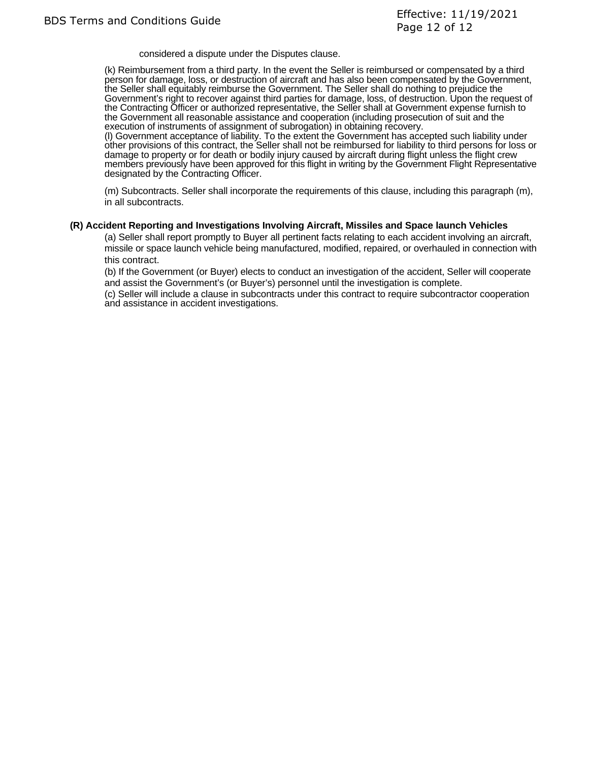considered a dispute under the Disputes clause.

(k) Reimbursement from a third party. In the event the Seller is reimbursed or compensated by a third person for damage, loss, or destruction of aircraft and has also been compensated by the Government, the Seller shall equitably reimburse the Government. The Seller shall do nothing to prejudice the Government's right to recover against third parties for damage, loss, of destruction. Upon the request of the Contracting Officer or authorized representative, the Seller shall at Government expense furnish to the Government all reasonable assistance and cooperation (including prosecution of suit and the execution of instruments of assignment of subrogation) in obtaining recovery.
(l) Government acceptance of liability. To the extent the Government has accepted such liability under other provisions of this contract, the Seller shall not be reimbursed for liability to third persons for loss or damage to property or for death or bodily injury caused by aircraft during flight unless the flight crew members previously have been approved for this flight in writing by the Government Flight Representative designated by the Contracting Officer.

(m) Subcontracts. Seller shall incorporate the requirements of this clause, including this paragraph (m), in all subcontracts.

**(R) Accident Reporting and Investigations Involving Aircraft, Missiles and Space launch Vehicles**

(a) Seller shall report promptly to Buyer all pertinent facts relating to each accident involving an aircraft, missile or space launch vehicle being manufactured, modified, repaired, or overhauled in connection with this contract.
(b) If the Government (or Buyer) elects to conduct an investigation of the accident, Seller will cooperate and assist the Government's (or Buyer's) personnel until the investigation is complete.
(c) Seller will include a clause in subcontracts under this contract to require subcontractor cooperation and assistance in accident investigations.